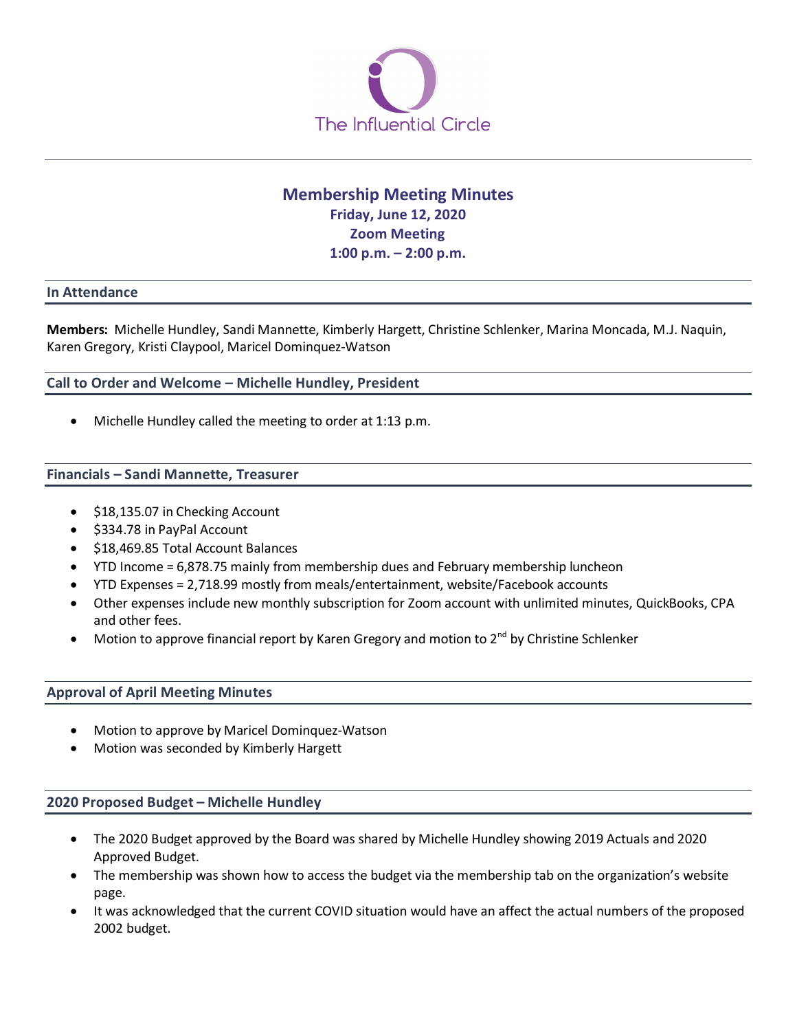The Influential Circle

# Membership Meeting Minutes

**Friday, June 12, 2020**
**Zoom Meeting**
**1:00 p.m. – 2:00 p.m.**

## In Attendance

**Members:** Michelle Hundley, Sandi Mannette, Kimberly Hargett, Christine Schlenker, Marina Moncada, M.J. Naquin, Karen Gregory, Kristi Claypool, Maricel Dominquez-Watson

## Call to Order and Welcome – Michelle Hundley, President

- Michelle Hundley called the meeting to order at 1:13 p.m.

## Financials – Sandi Mannette, Treasurer

- $18,135.07 in Checking Account
- $334.78 in PayPal Account
- $18,469.85 Total Account Balances
- YTD Income = 6,878.75 mainly from membership dues and February membership luncheon
- YTD Expenses = 2,718.99 mostly from meals/entertainment, website/Facebook accounts
- Other expenses include new monthly subscription for Zoom account with unlimited minutes, QuickBooks, CPA and other fees.
- Motion to approve financial report by Karen Gregory and motion to 2nd by Christine Schlenker

## Approval of April Meeting Minutes

- Motion to approve by Maricel Dominquez-Watson
- Motion was seconded by Kimberly Hargett

## 2020 Proposed Budget – Michelle Hundley

- The 2020 Budget approved by the Board was shared by Michelle Hundley showing 2019 Actuals and 2020 Approved Budget.
- The membership was shown how to access the budget via the membership tab on the organization's website page.
- It was acknowledged that the current COVID situation would have an affect the actual numbers of the proposed 2002 budget.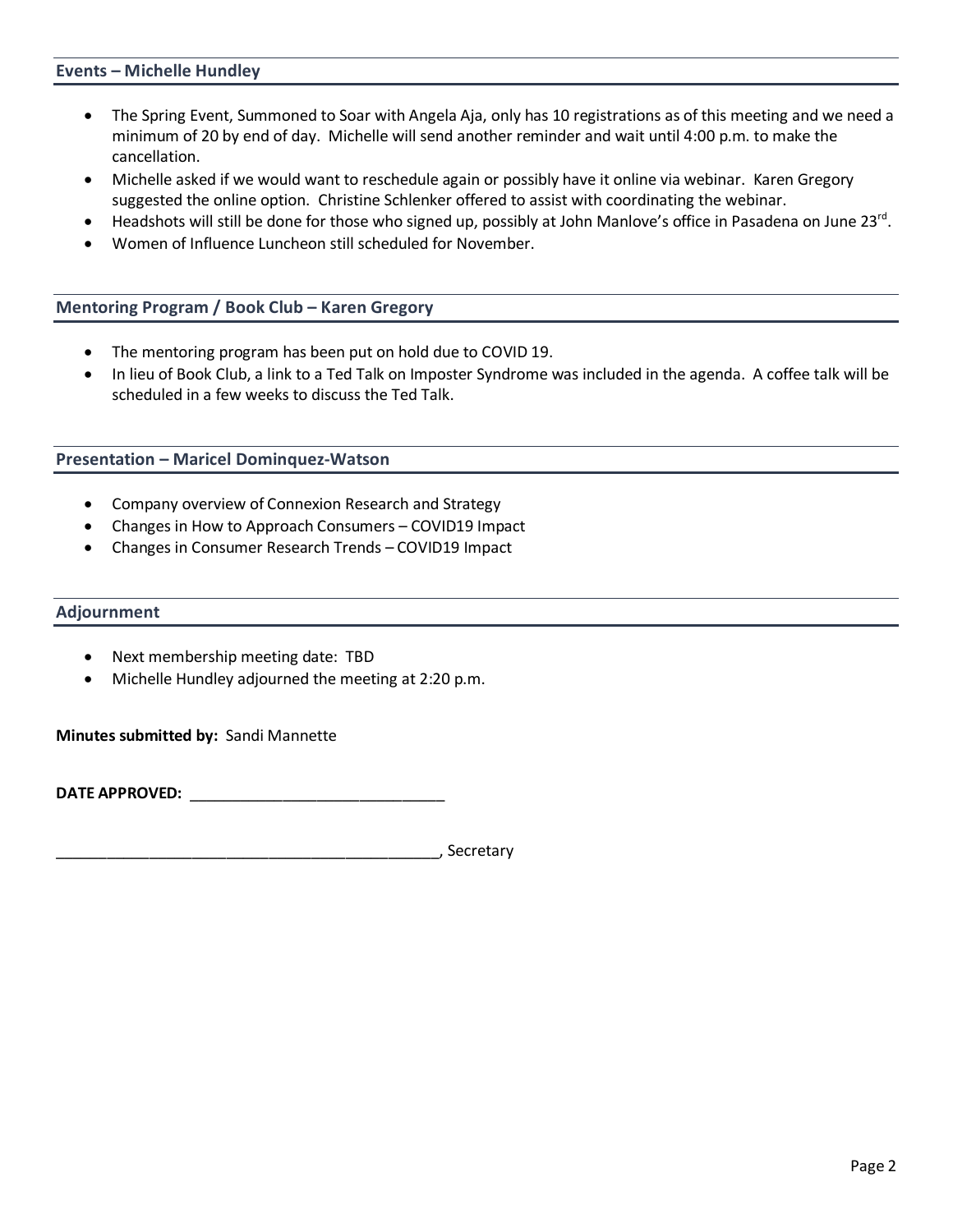## Events – Michelle Hundley

- The Spring Event, Summoned to Soar with Angela Aja, only has 10 registrations as of this meeting and we need a minimum of 20 by end of day. Michelle will send another reminder and wait until 4:00 p.m. to make the cancellation.
- Michelle asked if we would want to reschedule again or possibly have it online via webinar. Karen Gregory suggested the online option. Christine Schlenker offered to assist with coordinating the webinar.
- Headshots will still be done for those who signed up, possibly at John Manlove's office in Pasadena on June 23rd.
- Women of Influence Luncheon still scheduled for November.

## Mentoring Program / Book Club – Karen Gregory

- The mentoring program has been put on hold due to COVID 19.
- In lieu of Book Club, a link to a Ted Talk on Imposter Syndrome was included in the agenda. A coffee talk will be scheduled in a few weeks to discuss the Ted Talk.

## Presentation – Maricel Dominquez-Watson

- Company overview of Connexion Research and Strategy
- Changes in How to Approach Consumers – COVID19 Impact
- Changes in Consumer Research Trends – COVID19 Impact

## Adjournment

- Next membership meeting date: TBD
- Michelle Hundley adjourned the meeting at 2:20 p.m.

**Minutes submitted by:** Sandi Mannette

**DATE APPROVED:** ______________________________

_____________________________________________, Secretary